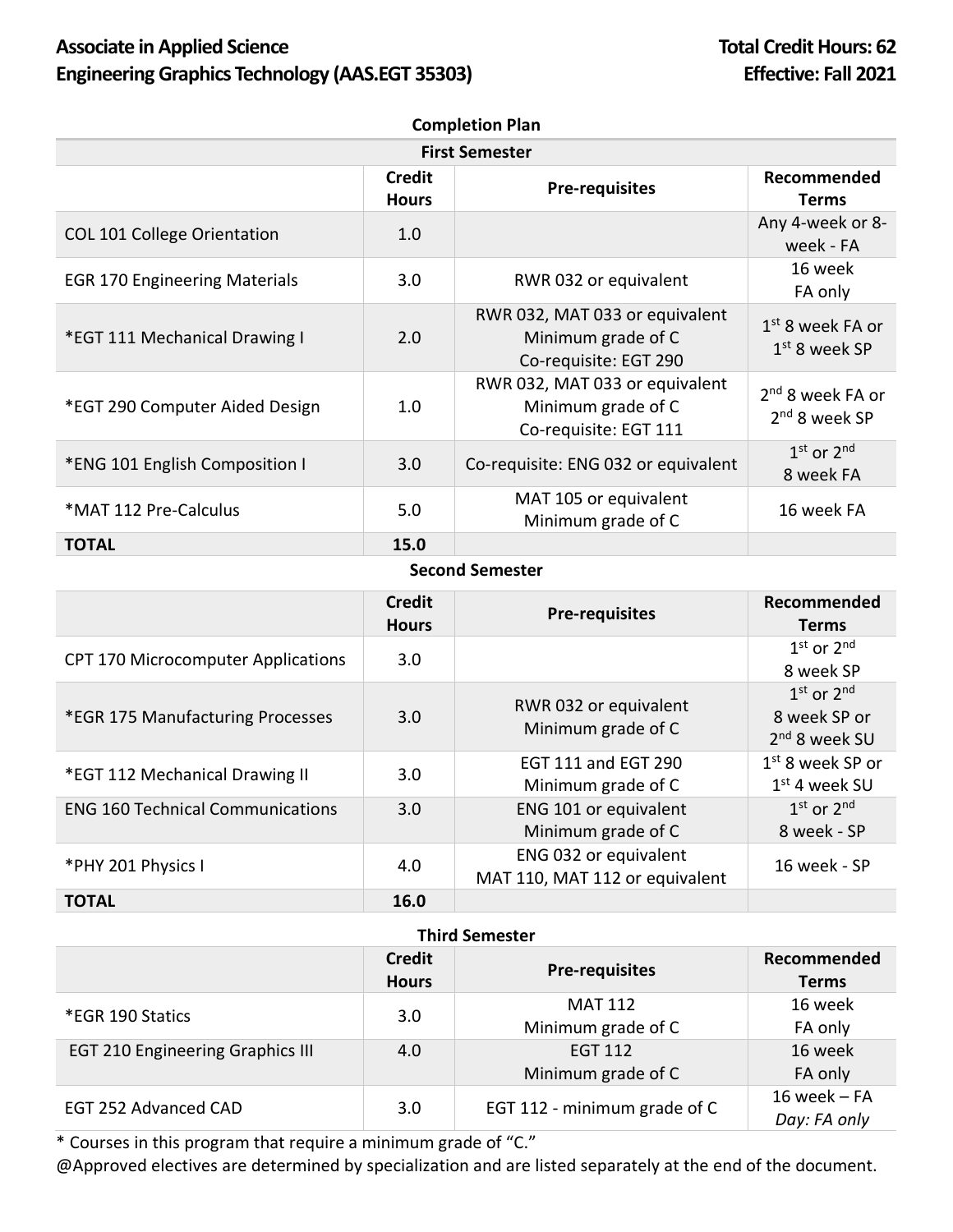# Associate in Applied Science
# Engineering Graphics Technology (AAS.EGT 35303)

**Total Credit Hours: 62**
**Effective: Fall 2021**

## Completion Plan

### First Semester

| | Credit Hours | Pre-requisites | Recommended Terms |
|---|---|---|---|
| COL 101 College Orientation | 1.0 | | Any 4-week or 8-week - FA |
| EGR 170 Engineering Materials | 3.0 | RWR 032 or equivalent | 16 week FA only |
| *EGT 111 Mechanical Drawing I | 2.0 | RWR 032, MAT 033 or equivalent Minimum grade of C Co-requisite: EGT 290 | 1st 8 week FA or 1st 8 week SP |
| *EGT 290 Computer Aided Design | 1.0 | RWR 032, MAT 033 or equivalent Minimum grade of C Co-requisite: EGT 111 | 2nd 8 week FA or 2nd 8 week SP |
| *ENG 101 English Composition I | 3.0 | Co-requisite: ENG 032 or equivalent | 1st or 2nd 8 week FA |
| *MAT 112 Pre-Calculus | 5.0 | MAT 105 or equivalent Minimum grade of C | 16 week FA |
| **TOTAL** | **15.0** | | |

### Second Semester

| | Credit Hours | Pre-requisites | Recommended Terms |
|---|---|---|---|
| CPT 170 Microcomputer Applications | 3.0 | | 1st or 2nd 8 week SP |
| *EGR 175 Manufacturing Processes | 3.0 | RWR 032 or equivalent Minimum grade of C | 1st or 2nd 8 week SP or 2nd 8 week SU |
| *EGT 112 Mechanical Drawing II | 3.0 | EGT 111 and EGT 290 Minimum grade of C | 1st 8 week SP or 1st 4 week SU |
| ENG 160 Technical Communications | 3.0 | ENG 101 or equivalent Minimum grade of C | 1st or 2nd 8 week - SP |
| *PHY 201 Physics I | 4.0 | ENG 032 or equivalent MAT 110, MAT 112 or equivalent | 16 week - SP |
| **TOTAL** | **16.0** | | |

### Third Semester

| | Credit Hours | Pre-requisites | Recommended Terms |
|---|---|---|---|
| *EGR 190 Statics | 3.0 | MAT 112 Minimum grade of C | 16 week FA only |
| EGT 210 Engineering Graphics III | 4.0 | EGT 112 Minimum grade of C | 16 week FA only |
| EGT 252 Advanced CAD | 3.0 | EGT 112 - minimum grade of C | 16 week – FA *Day: FA only* |

\* Courses in this program that require a minimum grade of "C."

@Approved electives are determined by specialization and are listed separately at the end of the document.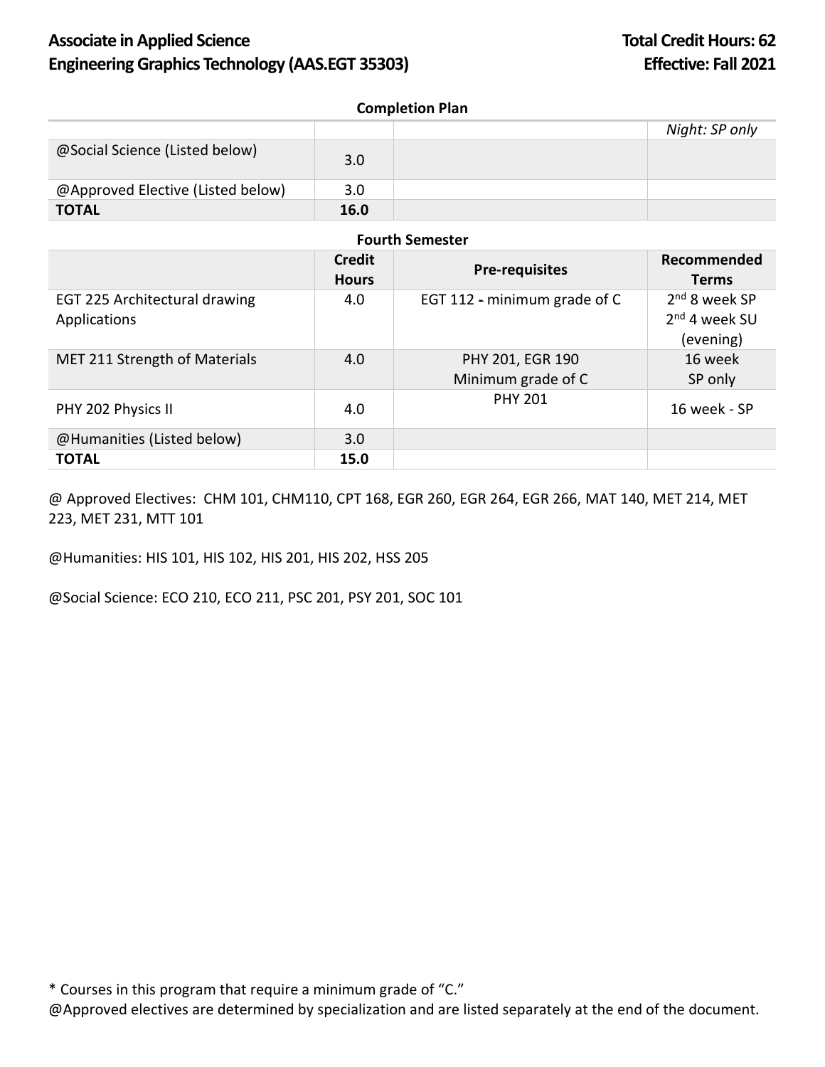# Associate in Applied Science
# Engineering Graphics Technology (AAS.EGT 35303)

**Total Credit Hours: 62**
**Effective: Fall 2021**

**Completion Plan**

| | | | |
|---|---|---|---|
| | | | *Night: SP only* |
| @Social Science (Listed below) | 3.0 | | |
| @Approved Elective (Listed below) | 3.0 | | |
| **TOTAL** | **16.0** | | |

**Fourth Semester**

| | Credit Hours | Pre-requisites | Recommended Terms |
|---|---|---|---|
| EGT 225 Architectural drawing Applications | 4.0 | EGT 112 - minimum grade of C | 2nd 8 week SP<br>2nd 4 week SU (evening) |
| MET 211 Strength of Materials | 4.0 | PHY 201, EGR 190<br>Minimum grade of C | 16 week<br>SP only |
| PHY 202 Physics II | 4.0 | PHY 201 | 16 week - SP |
| @Humanities (Listed below) | 3.0 | | |
| **TOTAL** | **15.0** | | |

@ Approved Electives: CHM 101, CHM110, CPT 168, EGR 260, EGR 264, EGR 266, MAT 140, MET 214, MET 223, MET 231, MTT 101

@Humanities: HIS 101, HIS 102, HIS 201, HIS 202, HSS 205

@Social Science: ECO 210, ECO 211, PSC 201, PSY 201, SOC 101

* Courses in this program that require a minimum grade of "C."

@Approved electives are determined by specialization and are listed separately at the end of the document.